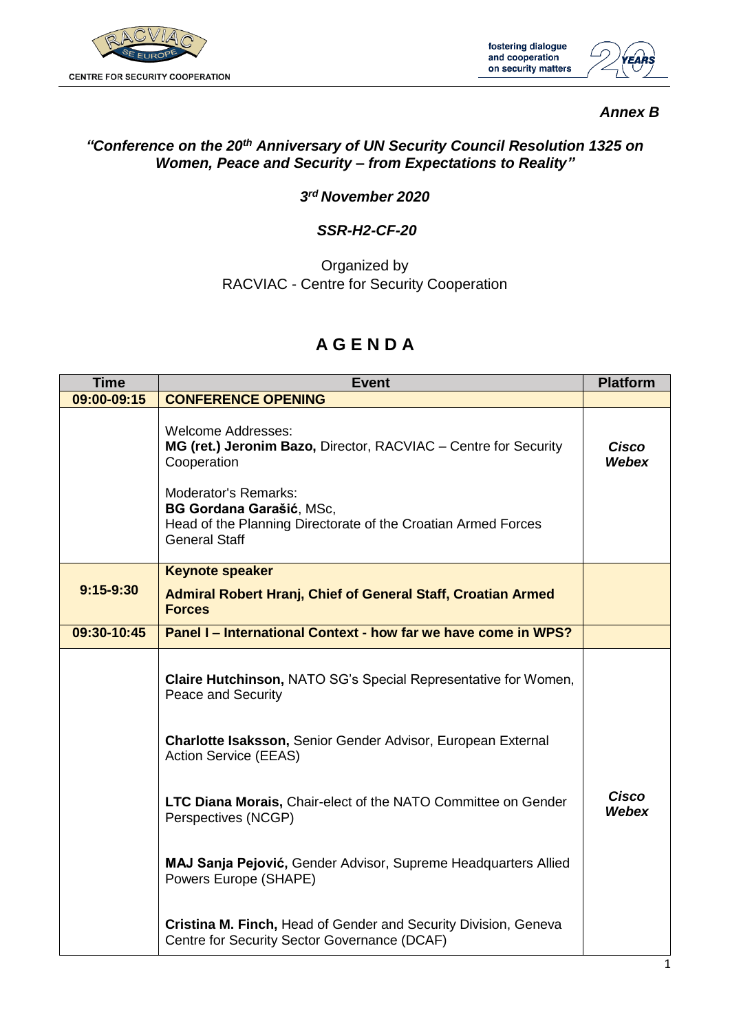*Annex B*

## *"Conference on the 20th Anniversary of UN Security Council Resolution 1325 on Women, Peace and Security – from Expectations to Reality"*

***3rd November 2020***

***SSR-H2-CF-20***

Organized by
RACVIAC - Centre for Security Cooperation

# A G E N D A

| Time | Event | Platform |
|---|---|---|
| 09:00-09:15 | **CONFERENCE OPENING** | |
| | Welcome Addresses:<br>**MG (ret.) Jeronim Bazo,** Director, RACVIAC – Centre for Security Cooperation<br><br>Moderator's Remarks:<br>**BG Gordana Garašić**, MSc,<br>Head of the Planning Directorate of the Croatian Armed Forces General Staff | ***Cisco Webex*** |
| 9:15-9:30 | **Keynote speaker**<br>**Admiral Robert Hranj, Chief of General Staff, Croatian Armed Forces** | |
| 09:30-10:45 | **Panel I – International Context - how far we have come in WPS?** | |
| | **Claire Hutchinson,** NATO SG's Special Representative for Women, Peace and Security<br><br>**Charlotte Isaksson,** Senior Gender Advisor, European External Action Service (EEAS)<br><br>**LTC Diana Morais,** Chair-elect of the NATO Committee on Gender Perspectives (NCGP)<br><br>**MAJ Sanja Pejović,** Gender Advisor, Supreme Headquarters Allied Powers Europe (SHAPE)<br><br>**Cristina M. Finch,** Head of Gender and Security Division, Geneva Centre for Security Sector Governance (DCAF) | ***Cisco Webex*** |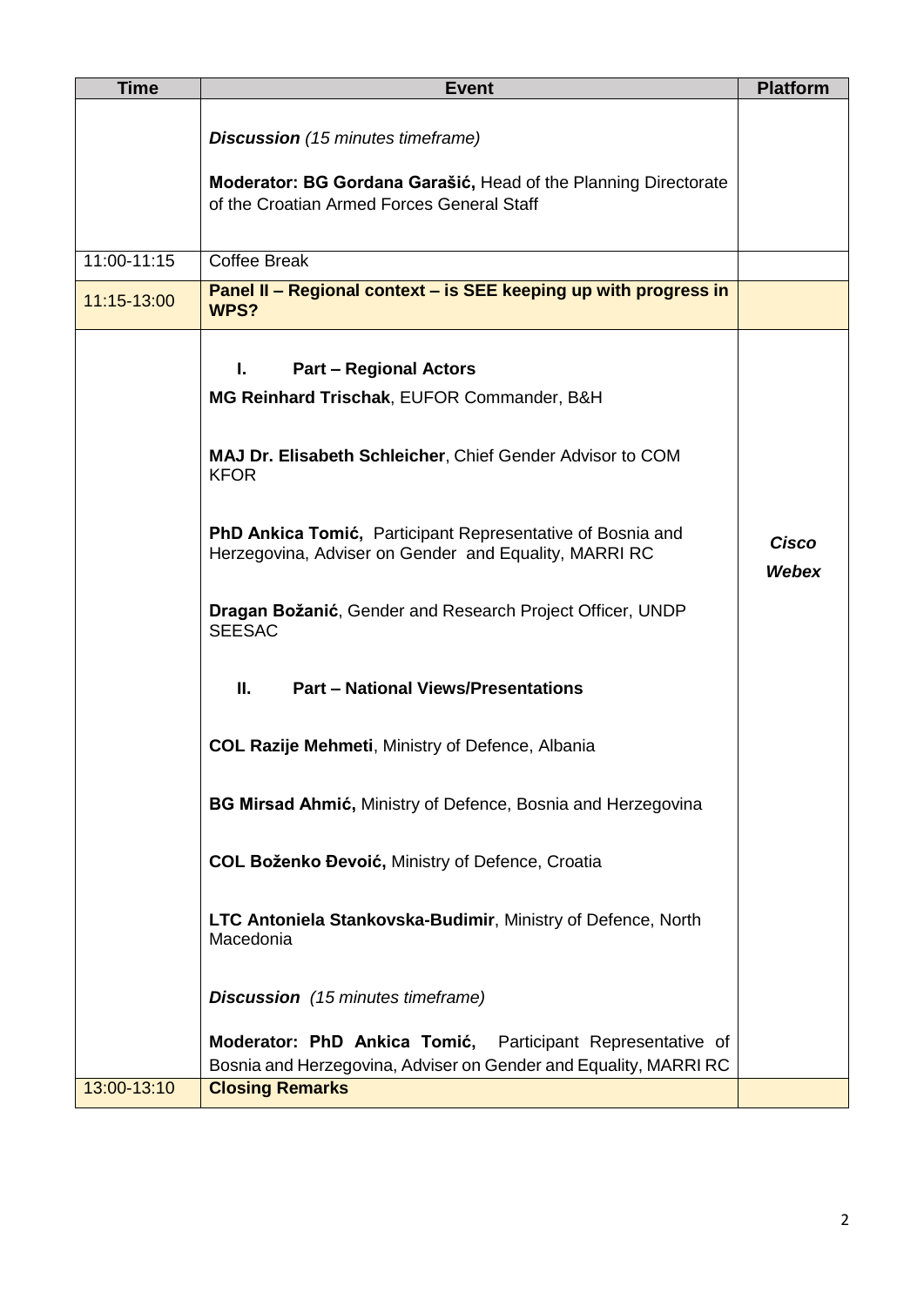| Time | Event | Platform |
|---|---|---|
| | ***Discussion*** *(15 minutes timeframe)*<br><br>**Moderator: BG Gordana Garašić,** Head of the Planning Directorate of the Croatian Armed Forces General Staff | |
| 11:00-11:15 | Coffee Break | |
| 11:15-13:00 | **Panel II – Regional context – is SEE keeping up with progress in WPS?** | |
| | **I. Part – Regional Actors**<br><br>**MG Reinhard Trischak**, EUFOR Commander, B&H<br><br>**MAJ Dr. Elisabeth Schleicher**, Chief Gender Advisor to COM KFOR<br><br>**PhD Ankica Tomić,** Participant Representative of Bosnia and Herzegovina, Adviser on Gender and Equality, MARRI RC<br><br>**Dragan Božanić**, Gender and Research Project Officer, UNDP SEESAC<br><br>**II. Part – National Views/Presentations**<br><br>**COL Razije Mehmeti**, Ministry of Defence, Albania<br><br>**BG Mirsad Ahmić,** Ministry of Defence, Bosnia and Herzegovina<br><br>**COL Boženko Đevoić,** Ministry of Defence, Croatia<br><br>**LTC Antoniela Stankovska-Budimir**, Ministry of Defence, North Macedonia<br><br>***Discussion*** *(15 minutes timeframe)*<br><br>**Moderator: PhD Ankica Tomić,** Participant Representative of Bosnia and Herzegovina, Adviser on Gender and Equality, MARRI RC | ***Cisco Webex*** |
| 13:00-13:10 | **Closing Remarks** | |